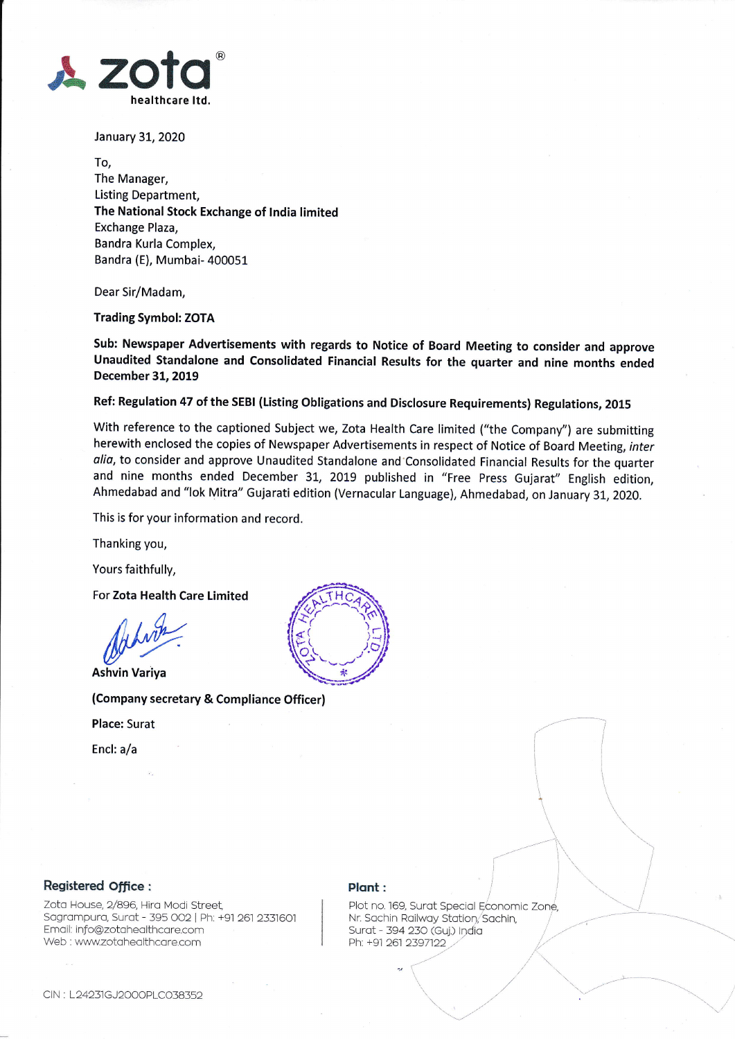**zota**®
**healthcare ltd.**

January 31, 2020

To,
The Manager,
Listing Department,
**The National Stock Exchange of India limited**
Exchange Plaza,
Bandra Kurla Complex,
Bandra (E), Mumbai- 400051

Dear Sir/Madam,

**Trading Symbol: ZOTA**

**Sub: Newspaper Advertisements with regards to Notice of Board Meeting to consider and approve Unaudited Standalone and Consolidated Financial Results for the quarter and nine months ended December 31, 2019**

**Ref: Regulation 47 of the SEBI (Listing Obligations and Disclosure Requirements) Regulations, 2015**

With reference to the captioned Subject we, Zota Health Care limited ("the Company") are submitting herewith enclosed the copies of Newspaper Advertisements in respect of Notice of Board Meeting, *inter alia*, to consider and approve Unaudited Standalone and Consolidated Financial Results for the quarter and nine months ended December 31, 2019 published in "Free Press Gujarat" English edition, Ahmedabad and "lok Mitra" Gujarati edition (Vernacular Language), Ahmedabad, on January 31, 2020.

This is for your information and record.

Thanking you,

Yours faithfully,

For **Zota Health Care Limited**

**Ashvin Variya**

**(Company secretary & Compliance Officer)**

**Place:** Surat

Encl: a/a

**Registered Office :**
Zota House, 2/896, Hira Modi Street,
Sagrampura, Surat - 395 002 | Ph: +91 261 2331601
Email: info@zotahealthcare.com
Web : www.zotahealthcare.com

**Plant :**
Plot no. 169, Surat Special Economic Zone,
Nr. Sachin Railway Station, Sachin,
Surat - 394 230 (Guj.) India
Ph: +91 261 2397122

CIN : L24231GJ2000PLC038352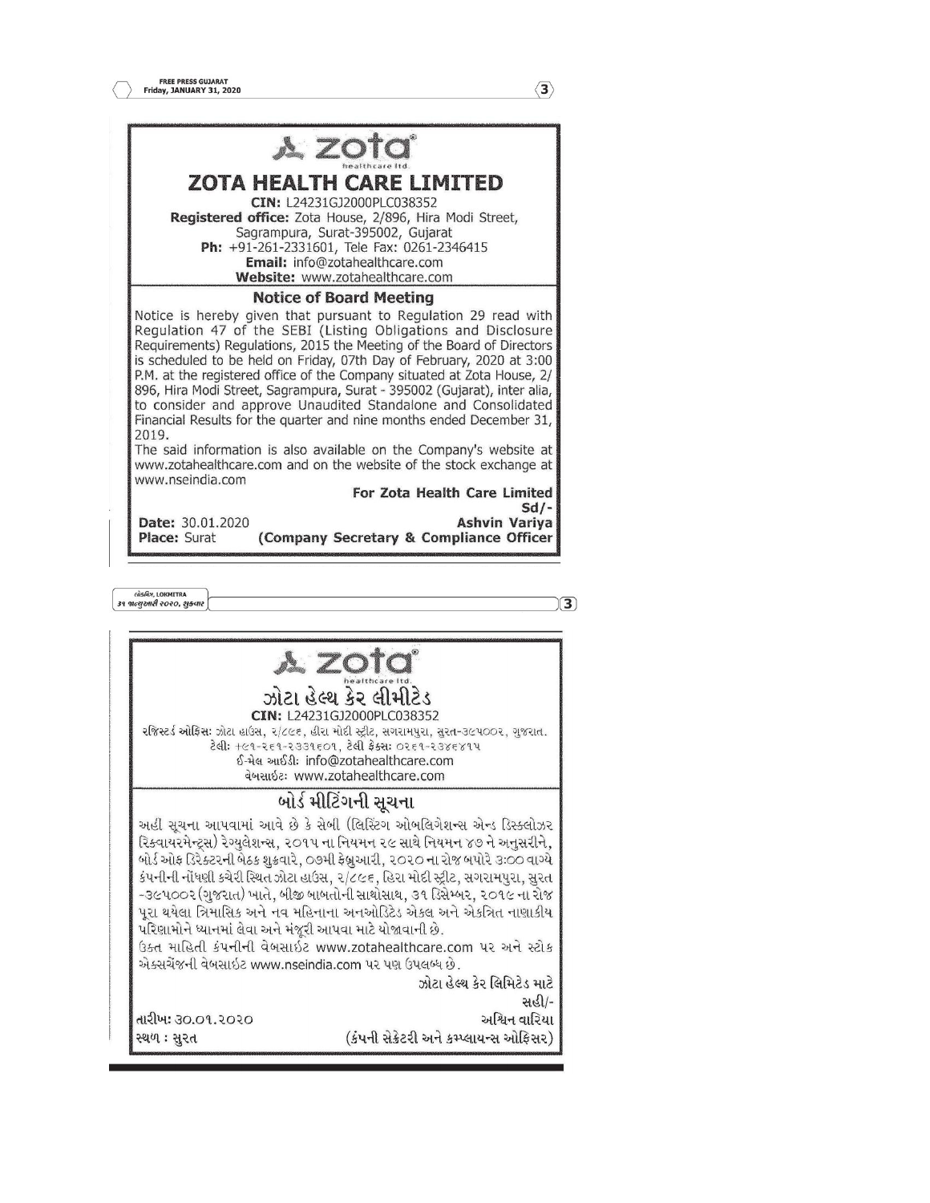zota healthcare ltd.

# ZOTA HEALTH CARE LIMITED

**CIN:** L24231GJ2000PLC038352

**Registered office:** Zota House, 2/896, Hira Modi Street, Sagrampura, Surat-395002, Gujarat

**Ph:** +91-261-2331601, Tele Fax: 0261-2346415

**Email:** info@zotahealthcare.com

**Website:** www.zotahealthcare.com

## Notice of Board Meeting

Notice is hereby given that pursuant to Regulation 29 read with Regulation 47 of the SEBI (Listing Obligations and Disclosure Requirements) Regulations, 2015 the Meeting of the Board of Directors is scheduled to be held on Friday, 07th Day of February, 2020 at 3:00 P.M. at the registered office of the Company situated at Zota House, 2/896, Hira Modi Street, Sagrampura, Surat - 395002 (Gujarat), inter alia, to consider and approve Unaudited Standalone and Consolidated Financial Results for the quarter and nine months ended December 31, 2019.

The said information is also available on the Company's website at www.zotahealthcare.com and on the website of the stock exchange at www.nseindia.com

**For Zota Health Care Limited**

**Sd/-**

**Ashvin Variya**

**(Company Secretary & Compliance Officer**

**Date:** 30.01.2020

**Place:** Surat

---

zota healthcare ltd.

# ઝોટા હેલ્થ કેર લીમીટેડ

**CIN:** L24231GJ2000PLC038352

રજિસ્ટર્ડ ઓફિસ: ઝોટા હાઉસ, ૨/૮૯૬, હીરા મોદી સ્ટ્રીટ, સગરામપુરા, સુરત-૩૯૫૦૦૨, ગુજરાત.

ટેલી: +૯૧-૨૬૧-૨૩૩૧૬૦૧, ટેલી ફેક્સ: ૦૨૬૧-૨૩૪૬૪૧૫

ઈ-મેલ આઈડી: info@zotahealthcare.com

વેબસાઈટ: www.zotahealthcare.com

## બોર્ડ મીટિંગની સૂચના

અહીં સૂચના આપવામાં આવે છે કે સેબી (લિસ્ટિંગ ઓબલિગેશન્સ એન્ડ ડિસ્કલોઝર રિક્વાયરમેન્ટ્સ) રેગ્યુલેશન્સ, ૨૦૧૫ ના નિયમન ૨૯ સાથે નિયમન ૪૭ ને અનુસરીને, બોર્ડ ઓફ ડિરેક્ટરની બેઠક શુક્રવારે, ૦૭મી ફેબ્રુઆરી, ૨૦૨૦ ના રોજ બપોરે ૩:૦૦ વાગ્યે કંપનીની નોંધણી કચેરી સ્થિત ઝોટા હાઉસ, ૨/૮૯૬, હિરા મોદી સ્ટ્રીટ, સગરામપુરા, સુરત -૩૯૫૦૦૨ (ગુજરાત) ખાતે, બીજી બાબતોની સાથોસાથ, ૩૧ ડિસેમ્બર, ૨૦૧૯ ના રોજ પૂરા થયેલા ત્રિમાસિક અને નવ મહિનાના અનઓડિટેડ એકલ અને એકત્રિત નાણાકીય પરિણામોને ધ્યાનમાં લેવા અને મંજૂરી આપવા માટે યોજાવાની છે.

ઉક્ત માહિતી કંપનીની વેબસાઇટ www.zotahealthcare.com પર અને સ્ટોક એક્સચેંજની વેબસાઇટ www.nseindia.com પર પણ ઉપલબ્ધ છે.

ઝોટા હેલ્થ કેર લિમિટેડ માટે

સહી/-

અશ્વિન વારિયા

(કંપની સેક્રેટરી અને કમ્પ્લાયન્સ ઓફિસર)

તારીખ: ૩૦.૦૧.૨૦૨૦

સ્થળ : સુરત